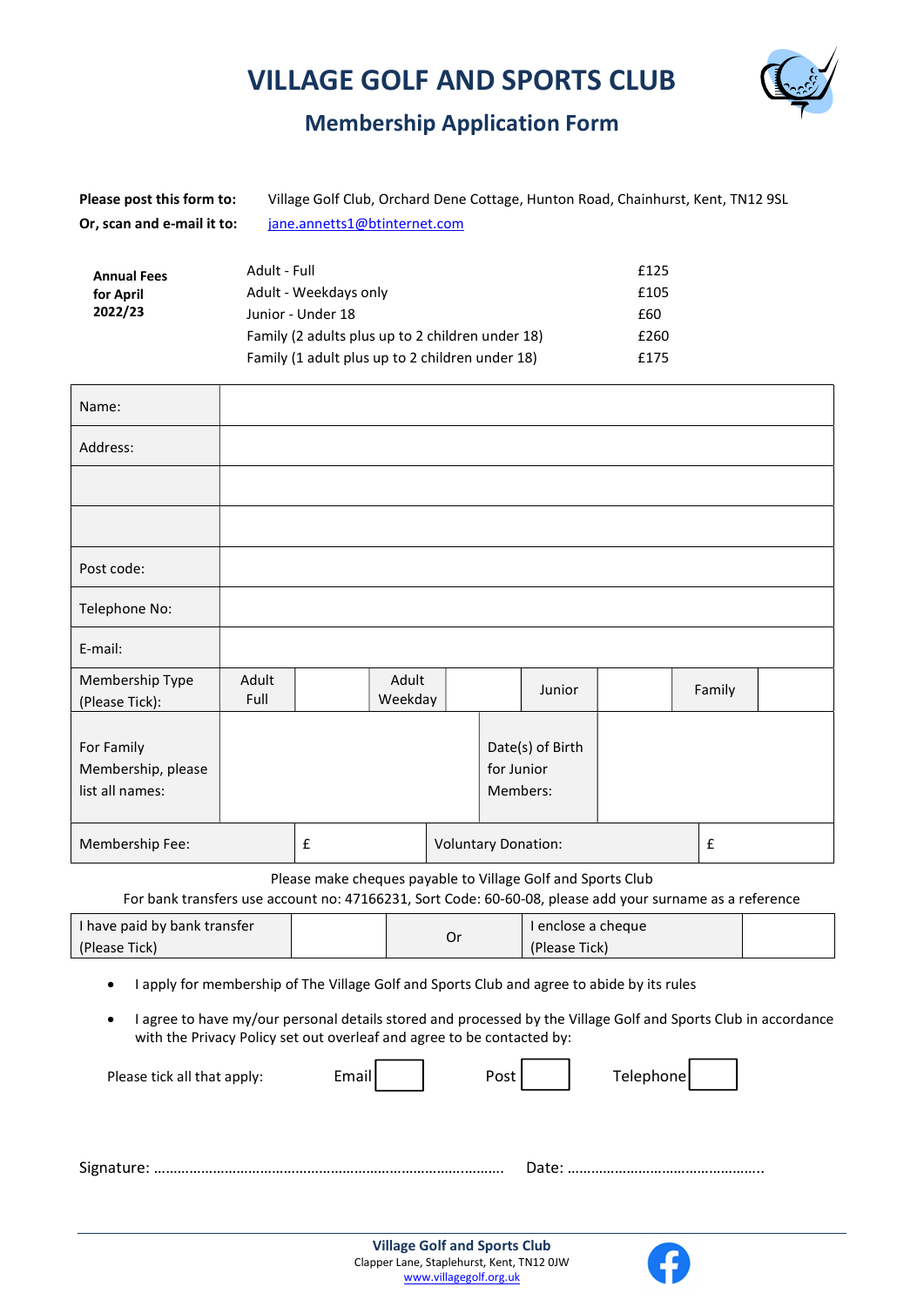# VILLAGE GOLF AND SPORTS CLUB

## Membership Application Form

**Please post this form to:** Village Golf Club, Orchard Dene Cottage, Hunton Road, Chainhurst, Kent, TN12 9SL

**Or, scan and e-mail it to:** jane.annetts1@btinternet.com

| **Annual Fees for April 2022/23** | | |
|---|---|---|
| | Adult - Full | £125 |
| | Adult - Weekdays only | £105 |
| | Junior - Under 18 | £60 |
| | Family (2 adults plus up to 2 children under 18) | £260 |
| | Family (1 adult plus up to 2 children under 18) | £175 |

| | | | | | | | | |
|---|---|---|---|---|---|---|---|---|
| Name: | | | | | | | | |
| Address: | | | | | | | | |
| | | | | | | | | |
| | | | | | | | | |
| Post code: | | | | | | | | |
| Telephone No: | | | | | | | | |
| E-mail: | | | | | | | | |
| Membership Type (Please Tick): | Adult Full | | Adult Weekday | | Junior | | Family | |
| For Family Membership, please list all names: | | | | Date(s) of Birth for Junior Members: | | | | |
| Membership Fee: | £ | | Voluntary Donation: | | | £ | | |

Please make cheques payable to Village Golf and Sports Club

For bank transfers use account no: 47166231, Sort Code: 60-60-08, please add your surname as a reference

| | | | | |
|---|---|---|---|---|
| I have paid by bank transfer (Please Tick) | | Or | I enclose a cheque (Please Tick) | |

- I apply for membership of The Village Golf and Sports Club and agree to abide by its rules
- I agree to have my/our personal details stored and processed by the Village Golf and Sports Club in accordance with the Privacy Policy set out overleaf and agree to be contacted by:

Please tick all that apply: Email ☐ Post ☐ Telephone ☐

Signature: …………………………………………………………………………… Date: …………………………………………..

**Village Golf and Sports Club**
Clapper Lane, Staplehurst, Kent, TN12 0JW
www.villagegolf.org.uk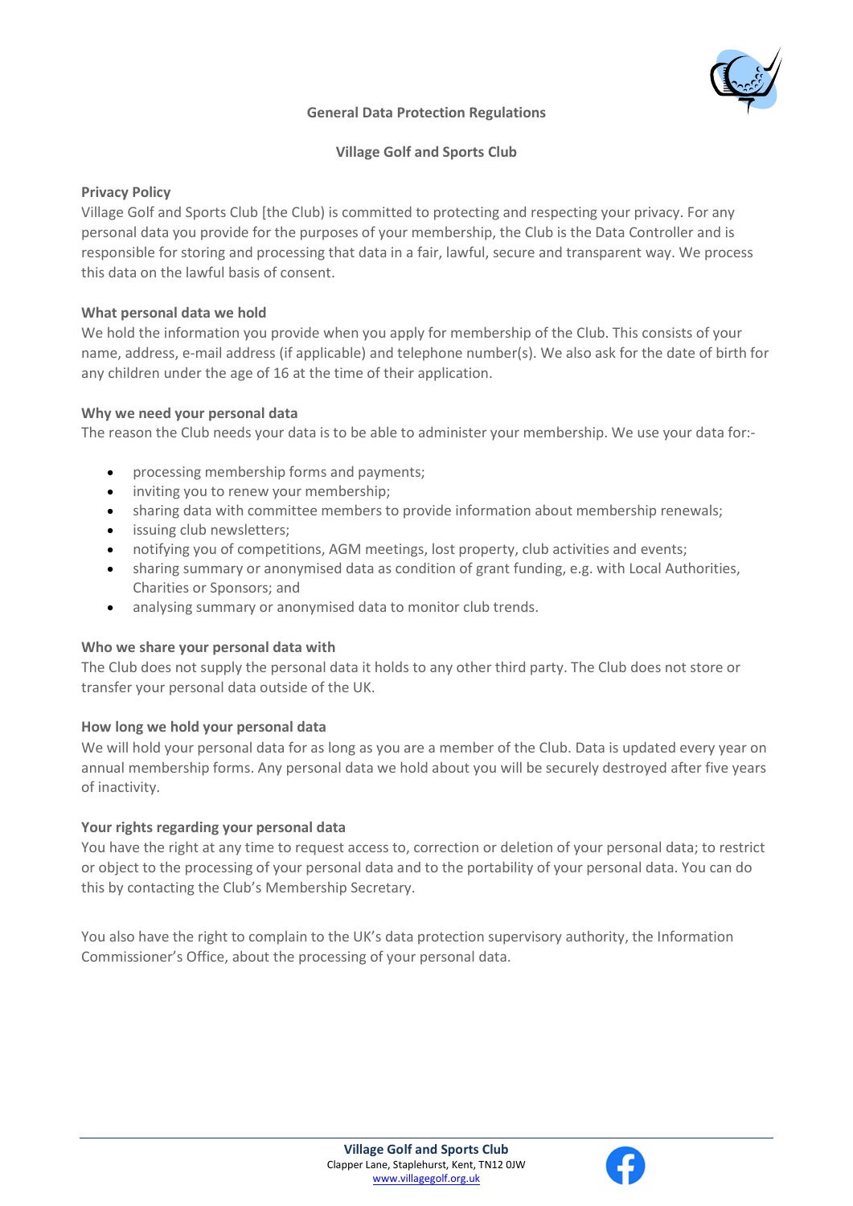**General Data Protection Regulations**

**Village Golf and Sports Club**

## Privacy Policy

Village Golf and Sports Club [the Club) is committed to protecting and respecting your privacy. For any personal data you provide for the purposes of your membership, the Club is the Data Controller and is responsible for storing and processing that data in a fair, lawful, secure and transparent way. We process this data on the lawful basis of consent.

## What personal data we hold

We hold the information you provide when you apply for membership of the Club. This consists of your name, address, e-mail address (if applicable) and telephone number(s). We also ask for the date of birth for any children under the age of 16 at the time of their application.

## Why we need your personal data

The reason the Club needs your data is to be able to administer your membership. We use your data for:-

- processing membership forms and payments;
- inviting you to renew your membership;
- sharing data with committee members to provide information about membership renewals;
- issuing club newsletters;
- notifying you of competitions, AGM meetings, lost property, club activities and events;
- sharing summary or anonymised data as condition of grant funding, e.g. with Local Authorities, Charities or Sponsors; and
- analysing summary or anonymised data to monitor club trends.

## Who we share your personal data with

The Club does not supply the personal data it holds to any other third party. The Club does not store or transfer your personal data outside of the UK.

## How long we hold your personal data

We will hold your personal data for as long as you are a member of the Club. Data is updated every year on annual membership forms. Any personal data we hold about you will be securely destroyed after five years of inactivity.

## Your rights regarding your personal data

You have the right at any time to request access to, correction or deletion of your personal data; to restrict or object to the processing of your personal data and to the portability of your personal data. You can do this by contacting the Club's Membership Secretary.

You also have the right to complain to the UK's data protection supervisory authority, the Information Commissioner's Office, about the processing of your personal data.